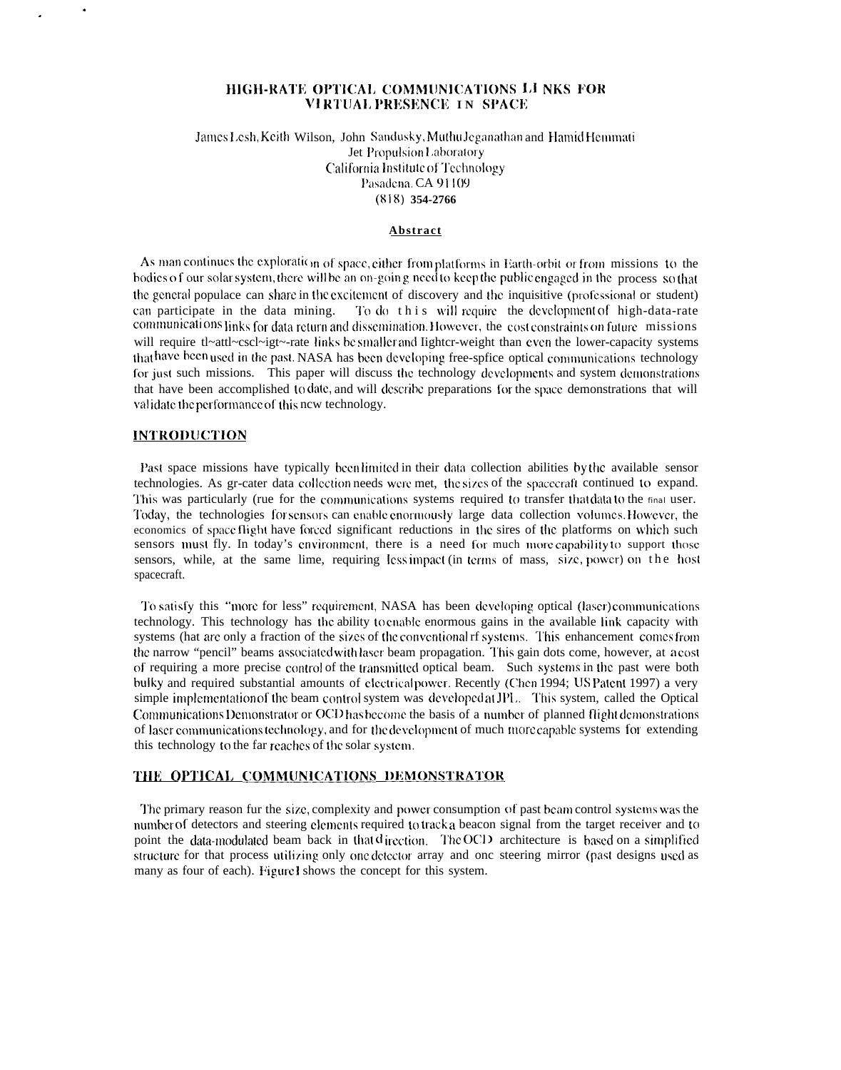# HIGH-RATE OPTICAL COMMUNICATIONS LINKS FOR VIRTUAL PRESENCE IN SPACE

James Lesh, Keith Wilson, John Sandusky, Muthu Jeganathan and Hamid Hemmati
Jet Propulsion Laboratory
California Institute of Technology
Pasadena, CA 91109
(818) 354-2766

## Abstract

As man continues the exploration of space, either from platforms in Earth-orbit or from missions to the bodies of our solar system, there will be an on-going need to keep the public engaged in the process so that the general populace can share in the excitement of discovery and the inquisitive (professional or student) can participate in the data mining. To do this will require the development of high-data-rate communications links for data return and dissemination. However, the cost constraints on future missions will require tl~attl~cscl~igt~-rate links be smaller and lighter-weight than even the lower-capacity systems that have been used in the past. NASA has been developing free-spfice optical communications technology for just such missions. This paper will discuss the technology developments and system demonstrations that have been accomplished to date, and will describe preparations for the space demonstrations that will validate the performance of this new technology.

## INTRODUCTION

Past space missions have typically been limited in their data collection abilities by the available sensor technologies. As gr-cater data collection needs were met, the sizes of the spacecraft continued to expand. This was particularly (rue for the communications systems required to transfer that data to the final user. Today, the technologies for sensors can enable enormously large data collection volumes. However, the economics of space flight have forced significant reductions in the sires of the platforms on which such sensors must fly. In today's environment, there is a need for much more capability to support those sensors, while, at the same lime, requiring less impact (in terms of mass, size, power) on the host spacecraft.

To satisfy this "more for less" requirement, NASA has been developing optical (laser) communications technology. This technology has the ability to enable enormous gains in the available link capacity with systems (hat are only a fraction of the sizes of the conventional rf systems. This enhancement comes from the narrow "pencil" beams associated with laser beam propagation. This gain dots come, however, at a cost of requiring a more precise control of the transmitted optical beam. Such systems in the past were both bulky and required substantial amounts of electrical power. Recently (Chen 1994; US Patent 1997) a very simple implementation of the beam control system was developed at JPL. This system, called the Optical Communications Demonstrator or OCD has become the basis of a number of planned flight demonstrations of laser communications technology, and for the development of much more capable systems for extending this technology to the far reaches of the solar system.

## THE OPTICAL COMMUNICATIONS DEMONSTRATOR

The primary reason fur the size, complexity and power consumption of past beam control systems was the number of detectors and steering elements required to track a beacon signal from the target receiver and to point the data-modulated beam back in that direction. The OCD architecture is based on a simplified structure for that process utilizing only one detector array and one steering mirror (past designs used as many as four of each). Figure 1 shows the concept for this system.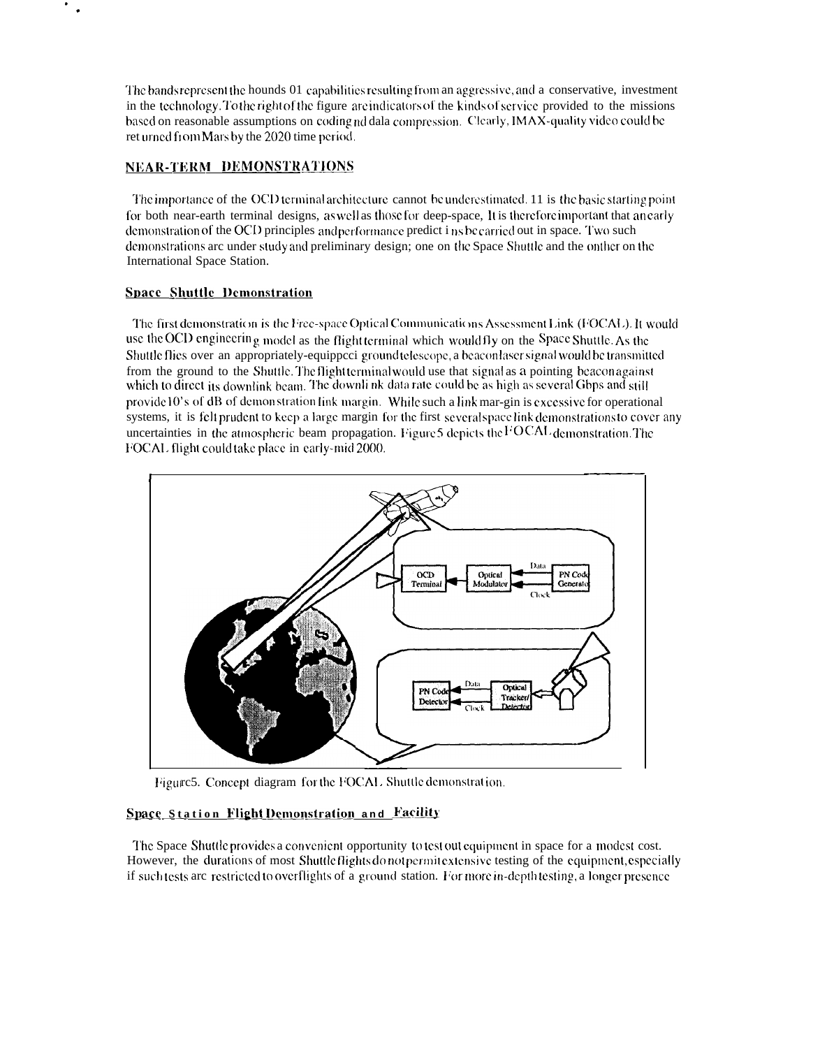The bands represent the hounds 01 capabilities resulting from an aggressive, and a conservative, investment in the technology. To the right of the figure are indicators of the kinds of service provided to the missions based on reasonable assumptions on coding nd dala compression. Clearly, IMAX-quality video could be ret urned from Mars by the 2020 time period.

## NEAR-TERM DEMONSTRATIONS

The importance of the OCD terminal architecture cannot be underestimated. 11 is the basic starting point for both near-earth terminal designs, as well as those for deep-space, It is therefore important that an early demonstration of the OCD principles and performance predict i ns be carried out in space. Two such demonstrations arc under study and preliminary design; one on the Space Shuttle and the onther on the International Space Station.

### Space Shuttle Demonstration

The first demonstration is the Free-space Optical Communications Assessment Link (FOCAL). It would use the OCD engineering model as the flight terminal which would fly on the Space Shuttle. As the Shuttle flies over an appropriately-equippcci ground telescope, a beacon laser signal would be transmitted from the ground to the Shuttle. The flight terminal would use that signal as a pointing beacon against which to direct its downlink beam. The downli nk data rate could be as high as several Gbps and still provide 10's of dB of demonstration link margin. While such a link mar-gin is excessive for operational systems, it is felt prudent to keep a large margin for the first several space link demonstrations to cover any uncertainties in the atmospheric beam propagation. Figure 5 depicts the FOCAL demonstration. The FOCAL flight could take place in early-mid 2000.

Figure 5. Concept diagram for the FOCAL Shuttle demonstration.

### Space Station Flight Demonstration and Facility

The Space Shuttle provides a convenient opportunity to test out equipment in space for a modest cost. However, the durations of most Shuttle flights do not permit extensive testing of the equipment, especially if such tests arc restricted to overflights of a ground station. For more in-depth testing, a longer presence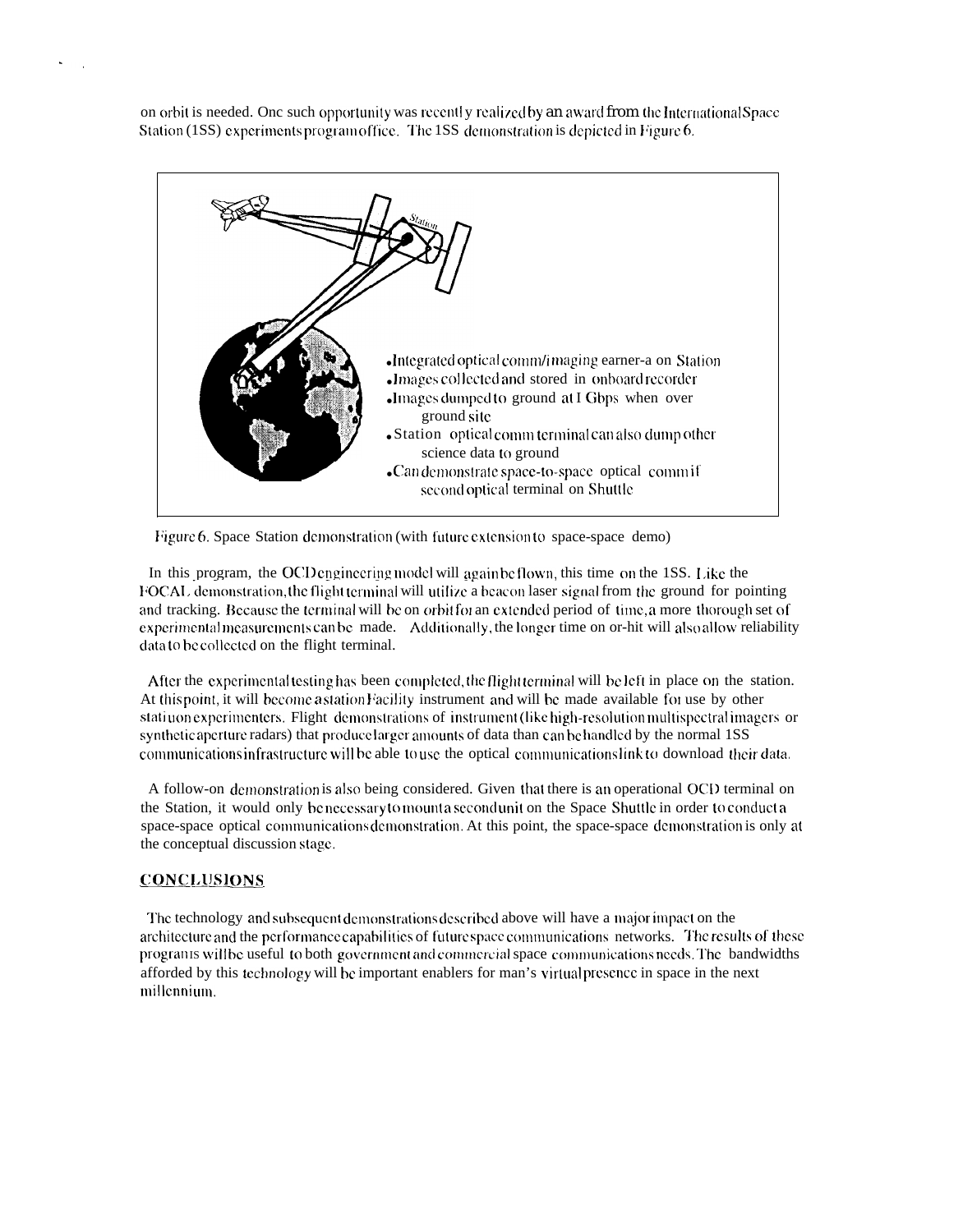on orbit is needed. One such opportunity was recently realized by an award from the International Space Station (ISS) experiments program office. The ISS demonstration is depicted in Figure 6.

- Integrated optical comm/imaging camera on Station
- Images collected and stored in onboard recorder
- Images dumped to ground at 1 Gbps when over ground site
- Station optical comm terminal can also dump other science data to ground
- Can demonstrate space-to-space optical comm if second optical terminal on Shuttle

Figure 6. Space Station demonstration (with future extension to space-space demo)

In this program, the OCD engineering model will again be flown, this time on the ISS. Like the FOCAL demonstration, the flight terminal will utilize a beacon laser signal from the ground for pointing and tracking. Because the terminal will be on orbit for an extended period of time, a more thorough set of experimental measurements can be made. Additionally, the longer time on orbit will also allow reliability data to be collected on the flight terminal.

After the experimental testing has been completed, the flight terminal will be left in place on the station. At this point, it will become a station Facility instrument and will be made available for use by other station experimenters. Flight demonstrations of instrument (like high-resolution multispectral imagers or synthetic aperture radars) that produce larger amounts of data than can be handled by the normal ISS communications infrastructure will be able to use the optical communications link to download their data.

A follow-on demonstration is also being considered. Given that there is an operational OCD terminal on the Station, it would only be necessary to mount a second unit on the Space Shuttle in order to conduct a space-space optical communications demonstration. At this point, the space-space demonstration is only at the conceptual discussion stage.

## CONCLUSIONS

The technology and subsequent demonstrations described above will have a major impact on the architecture and the performance capabilities of future space communications networks. The results of these programs will be useful to both government and commercial space communications needs. The bandwidths afforded by this technology will be important enablers for man's virtual presence in space in the next millennium.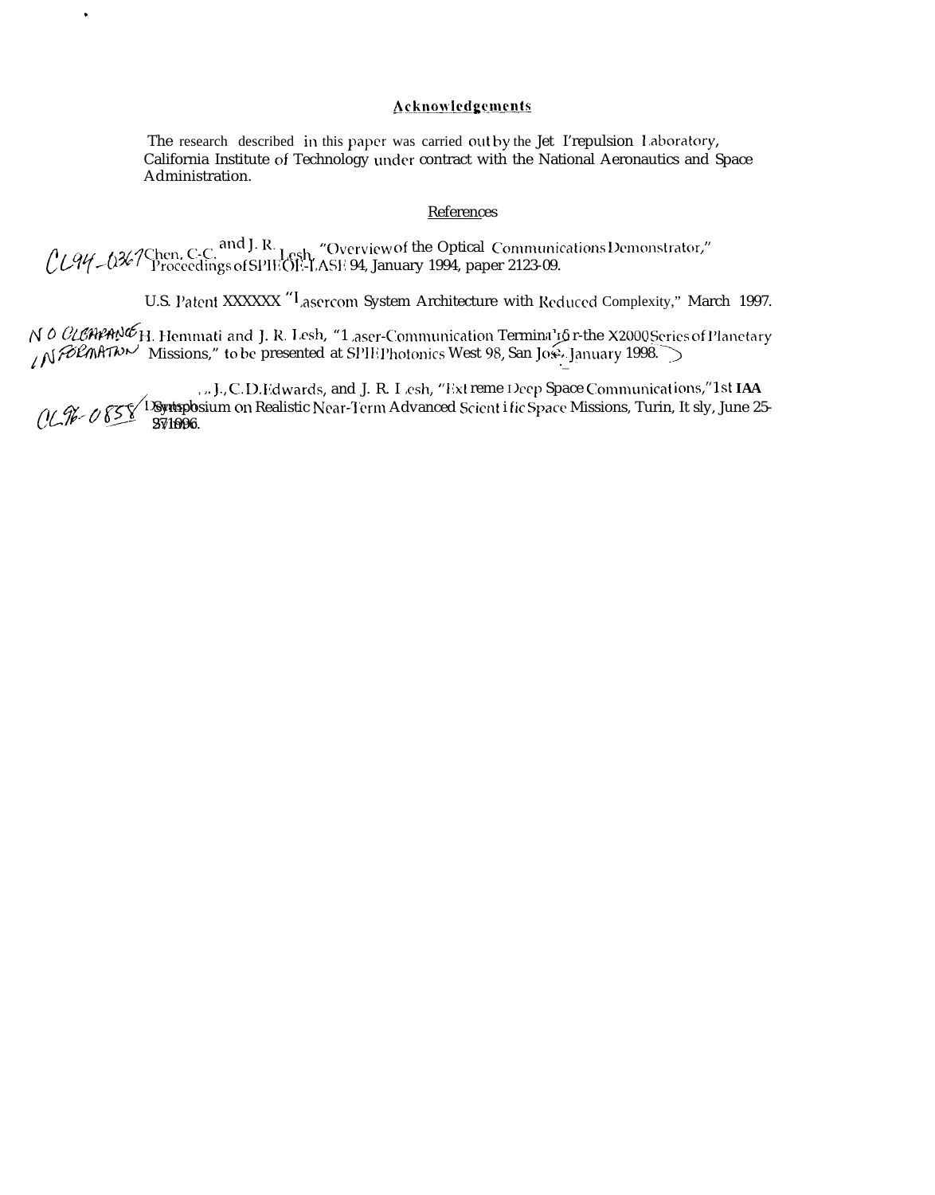## Acknowledgements

The research described in this paper was carried out by the Jet I'repulsion Laboratory, California Institute of Technology under contract with the National Aeronautics and Space Administration.

## References

CL94-0361 Chen, C-C. and J. R. Lesh, "Overview of the Optical Communications Demonstrator," Proceedings of SPIE OE-LASE 94, January 1994, paper 2123-09.

U.S. Patent XXXXXX "Lasercom System Architecture with Reduced Complexity," March 1997.

NO CLEARANCE INFORMATION H. Hemmati and J. R. Lesh, "Laser-Communication Terminal for the X2000 Series of Planetary Missions," to be presented at SPIE Photonics West 98, San Jose, January 1998.

CL96-0858 J., C. D. Edwards, and J. R. Lesh, "Extreme Deep Space Communications," 1st IAA Symposium on Realistic Near-Term Advanced Scientific Space Missions, Turin, Italy, June 25-27 1996.